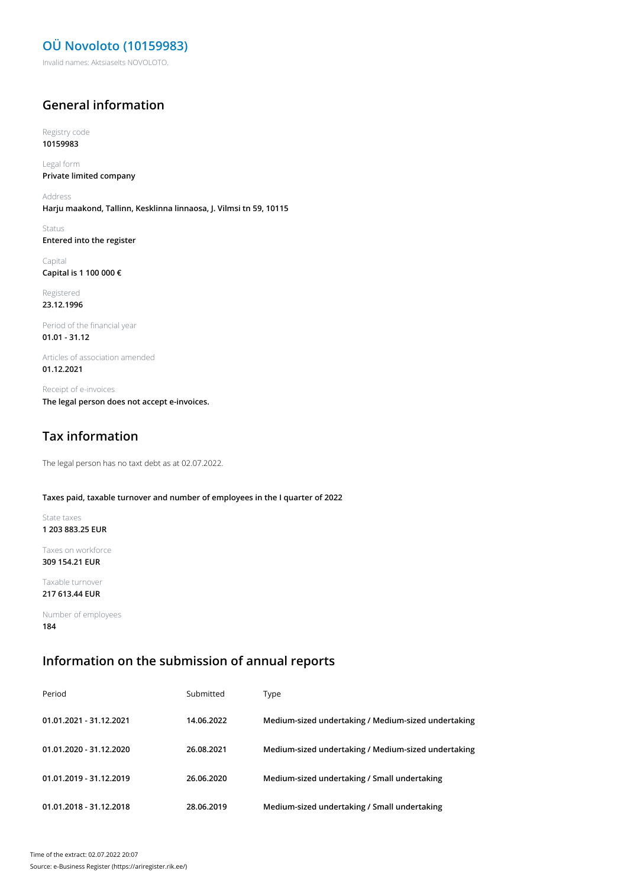# OÜ Novoloto (10159983)

Invalid names: Aktsiaselts NOVOLOTO.

## General information

Registry code
**10159983**

Legal form
**Private limited company**

Address
**Harju maakond, Tallinn, Kesklinna linnaosa, J. Vilmsi tn 59, 10115**

Status
**Entered into the register**

Capital
**Capital is 1 100 000 €**

Registered
**23.12.1996**

Period of the financial year
**01.01 - 31.12**

Articles of association amended
**01.12.2021**

Receipt of e-invoices
**The legal person does not accept e-invoices.**

## Tax information

The legal person has no taxt debt as at 02.07.2022.

**Taxes paid, taxable turnover and number of employees in the I quarter of 2022**

State taxes
**1 203 883.25 EUR**

Taxes on workforce
**309 154.21 EUR**

Taxable turnover
**217 613.44 EUR**

Number of employees
**184**

## Information on the submission of annual reports

| Period | Submitted | Type |
|---|---|---|
| **01.01.2021 - 31.12.2021** | **14.06.2022** | **Medium-sized undertaking / Medium-sized undertaking** |
| **01.01.2020 - 31.12.2020** | **26.08.2021** | **Medium-sized undertaking / Medium-sized undertaking** |
| **01.01.2019 - 31.12.2019** | **26.06.2020** | **Medium-sized undertaking / Small undertaking** |
| **01.01.2018 - 31.12.2018** | **28.06.2019** | **Medium-sized undertaking / Small undertaking** |

Time of the extract: 02.07.2022 20:07
Source: e-Business Register (https://ariregister.rik.ee/)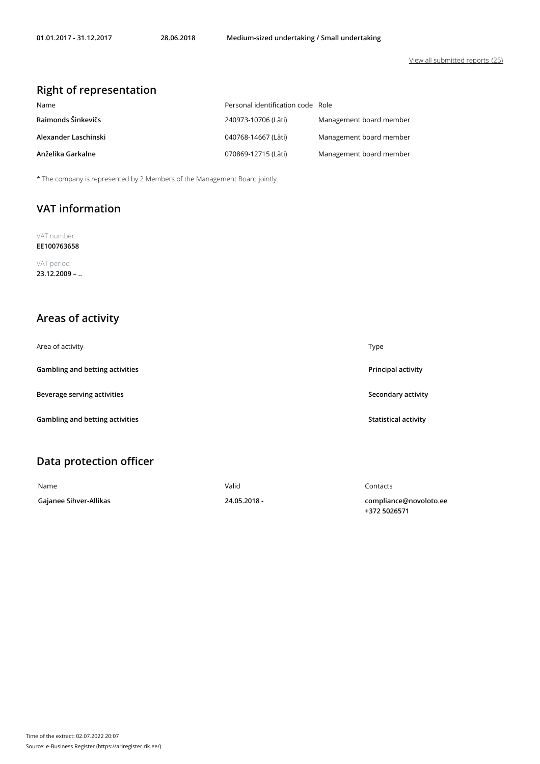| | | |
|---|---|---|
| 01.01.2017 - 31.12.2017 | 28.06.2018 | Medium-sized undertaking / Small undertaking |

View all submitted reports (25)

## Right of representation

| Name | Personal identification code | Role |
|---|---|---|
| **Raimonds Šinkevičs** | 240973-10706 (Läti) | Management board member |
| **Alexander Laschinski** | 040768-14667 (Läti) | Management board member |
| **Anželika Garkalne** | 070869-12715 (Läti) | Management board member |

* The company is represented by 2 Members of the Management Board jointly.

## VAT information

VAT number
**EE100763658**

VAT period
**23.12.2009 – ..**

## Areas of activity

| Area of activity | Type |
|---|---|
| **Gambling and betting activities** | **Principal activity** |
| **Beverage serving activities** | **Secondary activity** |
| **Gambling and betting activities** | **Statistical activity** |

## Data protection officer

| Name | Valid | Contacts |
|---|---|---|
| **Gajanee Sihver-Allikas** | **24.05.2018 -** | **compliance@novoloto.ee** **+372 5026571** |

Time of the extract: 02.07.2022 20:07
Source: e-Business Register (https://ariregister.rik.ee/)